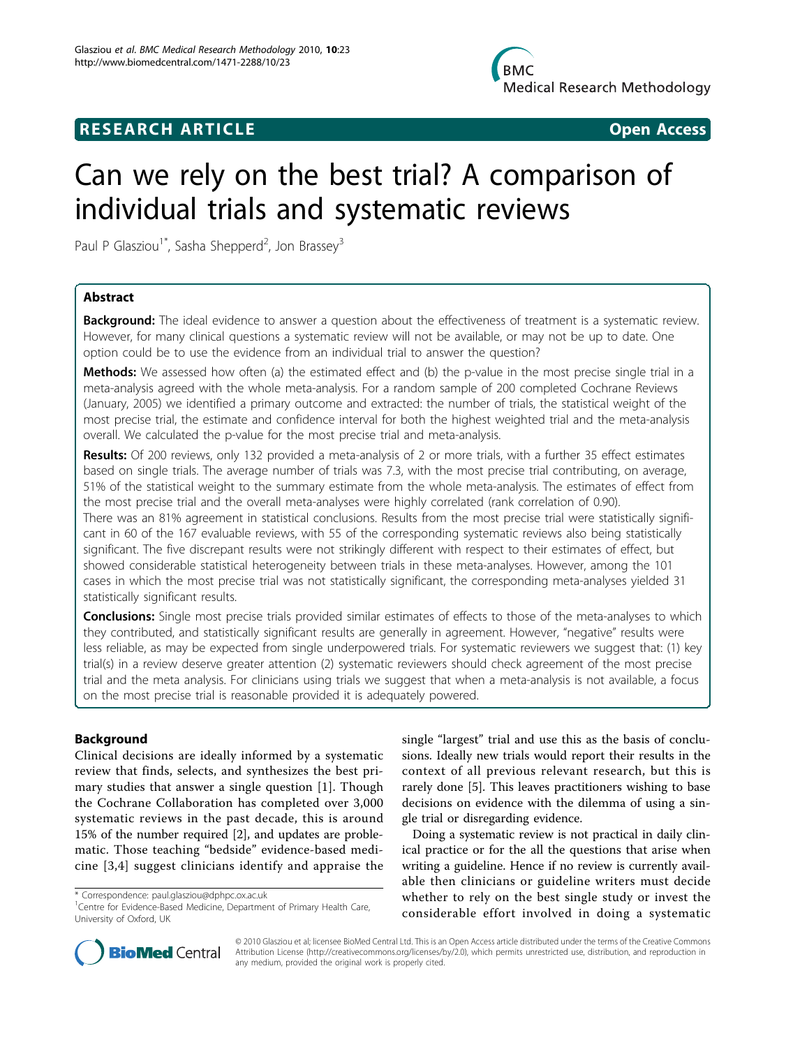RESEARCH ARTICLE | Open Access

# Can we rely on the best trial? A comparison of individual trials and systematic reviews

Paul P Glasziou[1*], Sasha Shepperd[2], Jon Brassey[3]

## Abstract

**Background:** The ideal evidence to answer a question about the effectiveness of treatment is a systematic review. However, for many clinical questions a systematic review will not be available, or may not be up to date. One option could be to use the evidence from an individual trial to answer the question?

**Methods:** We assessed how often (a) the estimated effect and (b) the p-value in the most precise single trial in a meta-analysis agreed with the whole meta-analysis. For a random sample of 200 completed Cochrane Reviews (January, 2005) we identified a primary outcome and extracted: the number of trials, the statistical weight of the most precise trial, the estimate and confidence interval for both the highest weighted trial and the meta-analysis overall. We calculated the p-value for the most precise trial and meta-analysis.

**Results:** Of 200 reviews, only 132 provided a meta-analysis of 2 or more trials, with a further 35 effect estimates based on single trials. The average number of trials was 7.3, with the most precise trial contributing, on average, 51% of the statistical weight to the summary estimate from the whole meta-analysis. The estimates of effect from the most precise trial and the overall meta-analyses were highly correlated (rank correlation of 0.90).

There was an 81% agreement in statistical conclusions. Results from the most precise trial were statistically significant in 60 of the 167 evaluable reviews, with 55 of the corresponding systematic reviews also being statistically significant. The five discrepant results were not strikingly different with respect to their estimates of effect, but showed considerable statistical heterogeneity between trials in these meta-analyses. However, among the 101 cases in which the most precise trial was not statistically significant, the corresponding meta-analyses yielded 31 statistically significant results.

**Conclusions:** Single most precise trials provided similar estimates of effects to those of the meta-analyses to which they contributed, and statistically significant results are generally in agreement. However, "negative" results were less reliable, as may be expected from single underpowered trials. For systematic reviewers we suggest that: (1) key trial(s) in a review deserve greater attention (2) systematic reviewers should check agreement of the most precise trial and the meta analysis. For clinicians using trials we suggest that when a meta-analysis is not available, a focus on the most precise trial is reasonable provided it is adequately powered.

## Background

Clinical decisions are ideally informed by a systematic review that finds, selects, and synthesizes the best primary studies that answer a single question [1]. Though the Cochrane Collaboration has completed over 3,000 systematic reviews in the past decade, this is around 15% of the number required [2], and updates are problematic. Those teaching "bedside" evidence-based medicine [3,4] suggest clinicians identify and appraise the single "largest" trial and use this as the basis of conclusions. Ideally new trials would report their results in the context of all previous relevant research, but this is rarely done [5]. This leaves practitioners wishing to base decisions on evidence with the dilemma of using a single trial or disregarding evidence.

Doing a systematic review is not practical in daily clinical practice or for the all the questions that arise when writing a guideline. Hence if no review is currently available then clinicians or guideline writers must decide whether to rely on the best single study or invest the considerable effort involved in doing a systematic

\* Correspondence: paul.glasziou@dphpc.ox.ac.uk
[1]Centre for Evidence-Based Medicine, Department of Primary Health Care, University of Oxford, UK

© 2010 Glasziou et al; licensee BioMed Central Ltd. This is an Open Access article distributed under the terms of the Creative Commons Attribution License (http://creativecommons.org/licenses/by/2.0), which permits unrestricted use, distribution, and reproduction in any medium, provided the original work is properly cited.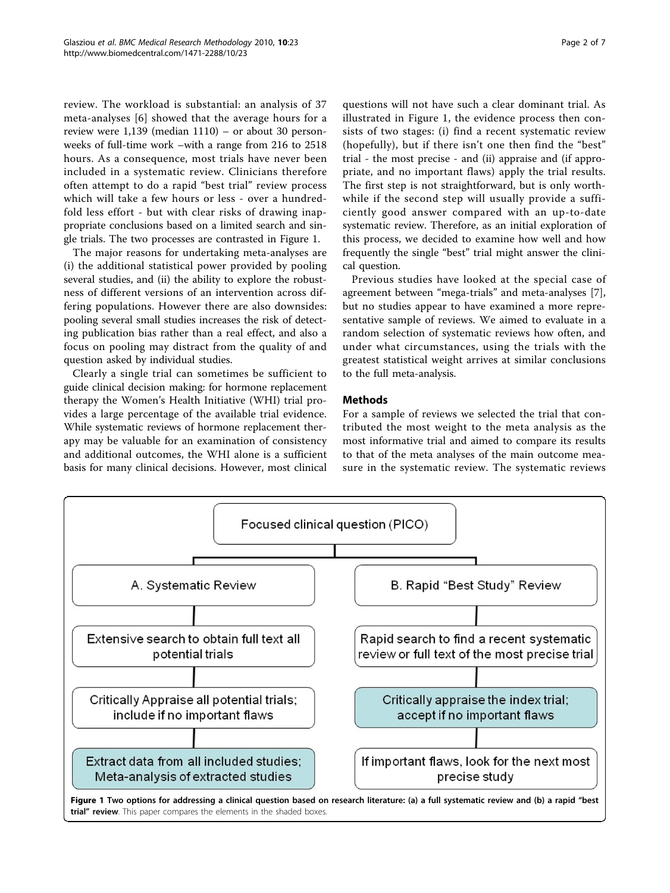review. The workload is substantial: an analysis of 37 meta-analyses [6] showed that the average hours for a review were 1,139 (median 1110) – or about 30 person-weeks of full-time work –with a range from 216 to 2518 hours. As a consequence, most trials have never been included in a systematic review. Clinicians therefore often attempt to do a rapid "best trial" review process which will take a few hours or less - over a hundred-fold less effort - but with clear risks of drawing inappropriate conclusions based on a limited search and single trials. The two processes are contrasted in Figure 1.

The major reasons for undertaking meta-analyses are (i) the additional statistical power provided by pooling several studies, and (ii) the ability to explore the robustness of different versions of an intervention across differing populations. However there are also downsides: pooling several small studies increases the risk of detecting publication bias rather than a real effect, and also a focus on pooling may distract from the quality of and question asked by individual studies.

Clearly a single trial can sometimes be sufficient to guide clinical decision making: for hormone replacement therapy the Women's Health Initiative (WHI) trial provides a large percentage of the available trial evidence. While systematic reviews of hormone replacement therapy may be valuable for an examination of consistency and additional outcomes, the WHI alone is a sufficient basis for many clinical decisions. However, most clinical questions will not have such a clear dominant trial. As illustrated in Figure 1, the evidence process then consists of two stages: (i) find a recent systematic review (hopefully), but if there isn't one then find the "best" trial - the most precise - and (ii) appraise and (if appropriate, and no important flaws) apply the trial results. The first step is not straightforward, but is only worthwhile if the second step will usually provide a sufficiently good answer compared with an up-to-date systematic review. Therefore, as an initial exploration of this process, we decided to examine how well and how frequently the single "best" trial might answer the clinical question.

Previous studies have looked at the special case of agreement between "mega-trials" and meta-analyses [7], but no studies appear to have examined a more representative sample of reviews. We aimed to evaluate in a random selection of systematic reviews how often, and under what circumstances, using the trials with the greatest statistical weight arrives at similar conclusions to the full meta-analysis.

## Methods

For a sample of reviews we selected the trial that contributed the most weight to the meta analysis as the most informative trial and aimed to compare its results to that of the meta analyses of the main outcome measure in the systematic review. The systematic reviews

Focused clinical question (PICO)

A. Systematic Review

Extensive search to obtain full text all potential trials

Critically Appraise all potential trials; include if no important flaws

Extract data from all included studies; Meta-analysis of extracted studies

B. Rapid "Best Study" Review

Rapid search to find a recent systematic review or full text of the most precise trial

Critically appraise the index trial; accept if no important flaws

If important flaws, look for the next most precise study

**Figure 1 Two options for addressing a clinical question based on research literature: (a) a full systematic review and (b) a rapid "best trial" review**. This paper compares the elements in the shaded boxes.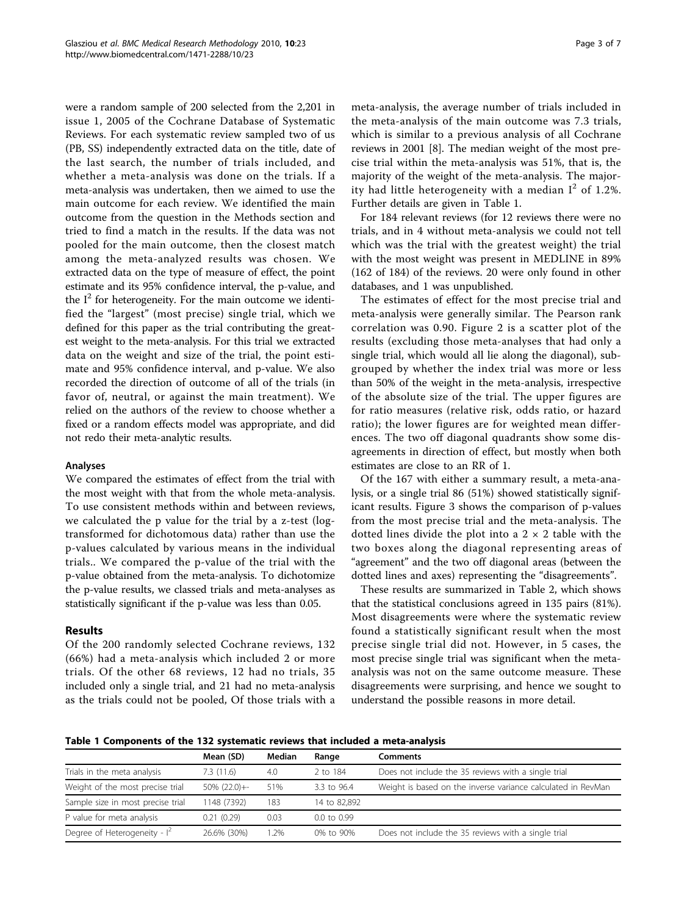were a random sample of 200 selected from the 2,201 in issue 1, 2005 of the Cochrane Database of Systematic Reviews. For each systematic review sampled two of us (PB, SS) independently extracted data on the title, date of the last search, the number of trials included, and whether a meta-analysis was done on the trials. If a meta-analysis was undertaken, then we aimed to use the main outcome for each review. We identified the main outcome from the question in the Methods section and tried to find a match in the results. If the data was not pooled for the main outcome, then the closest match among the meta-analyzed results was chosen. We extracted data on the type of measure of effect, the point estimate and its 95% confidence interval, the p-value, and the $I^2$ for heterogeneity. For the main outcome we identified the "largest" (most precise) single trial, which we defined for this paper as the trial contributing the greatest weight to the meta-analysis. For this trial we extracted data on the weight and size of the trial, the point estimate and 95% confidence interval, and p-value. We also recorded the direction of outcome of all of the trials (in favor of, neutral, or against the main treatment). We relied on the authors of the review to choose whether a fixed or a random effects model was appropriate, and did not redo their meta-analytic results.

### Analyses

We compared the estimates of effect from the trial with the most weight with that from the whole meta-analysis. To use consistent methods within and between reviews, we calculated the p value for the trial by a z-test (log-transformed for dichotomous data) rather than use the p-values calculated by various means in the individual trials.. We compared the p-value of the trial with the p-value obtained from the meta-analysis. To dichotomize the p-value results, we classed trials and meta-analyses as statistically significant if the p-value was less than 0.05.

## Results

Of the 200 randomly selected Cochrane reviews, 132 (66%) had a meta-analysis which included 2 or more trials. Of the other 68 reviews, 12 had no trials, 35 included only a single trial, and 21 had no meta-analysis as the trials could not be pooled, Of those trials with a meta-analysis, the average number of trials included in the meta-analysis of the main outcome was 7.3 trials, which is similar to a previous analysis of all Cochrane reviews in 2001 [8]. The median weight of the most precise trial within the meta-analysis was 51%, that is, the majority of the weight of the meta-analysis. The majority had little heterogeneity with a median $I^2$ of 1.2%. Further details are given in Table 1.

For 184 relevant reviews (for 12 reviews there were no trials, and in 4 without meta-analysis we could not tell which was the trial with the greatest weight) the trial with the most weight was present in MEDLINE in 89% (162 of 184) of the reviews. 20 were only found in other databases, and 1 was unpublished.

The estimates of effect for the most precise trial and meta-analysis were generally similar. The Pearson rank correlation was 0.90. Figure 2 is a scatter plot of the results (excluding those meta-analyses that had only a single trial, which would all lie along the diagonal), subgrouped by whether the index trial was more or less than 50% of the weight in the meta-analysis, irrespective of the absolute size of the trial. The upper figures are for ratio measures (relative risk, odds ratio, or hazard ratio); the lower figures are for weighted mean differences. The two off diagonal quadrants show some disagreements in direction of effect, but mostly when both estimates are close to an RR of 1.

Of the 167 with either a summary result, a meta-analysis, or a single trial 86 (51%) showed statistically significant results. Figure 3 shows the comparison of p-values from the most precise trial and the meta-analysis. The dotted lines divide the plot into a 2 × 2 table with the two boxes along the diagonal representing areas of "agreement" and the two off diagonal areas (between the dotted lines and axes) representing the "disagreements".

These results are summarized in Table 2, which shows that the statistical conclusions agreed in 135 pairs (81%). Most disagreements were where the systematic review found a statistically significant result when the most precise single trial did not. However, in 5 cases, the most precise single trial was significant when the meta-analysis was not on the same outcome measure. These disagreements were surprising, and hence we sought to understand the possible reasons in more detail.

**Table 1 Components of the 132 systematic reviews that included a meta-analysis**

| | Mean (SD) | Median | Range | Comments |
|---|---|---|---|---|
| Trials in the meta analysis | 7.3 (11.6) | 4.0 | 2 to 184 | Does not include the 35 reviews with a single trial |
| Weight of the most precise trial | 50% (22.0)+- | 51% | 3.3 to 96.4 | Weight is based on the inverse variance calculated in RevMan |
| Sample size in most precise trial | 1148 (7392) | 183 | 14 to 82,892 | |
| P value for meta analysis | 0.21 (0.29) | 0.03 | 0.0 to 0.99 | |
| Degree of Heterogeneity - $I^2$ | 26.6% (30%) | 1.2% | 0% to 90% | Does not include the 35 reviews with a single trial |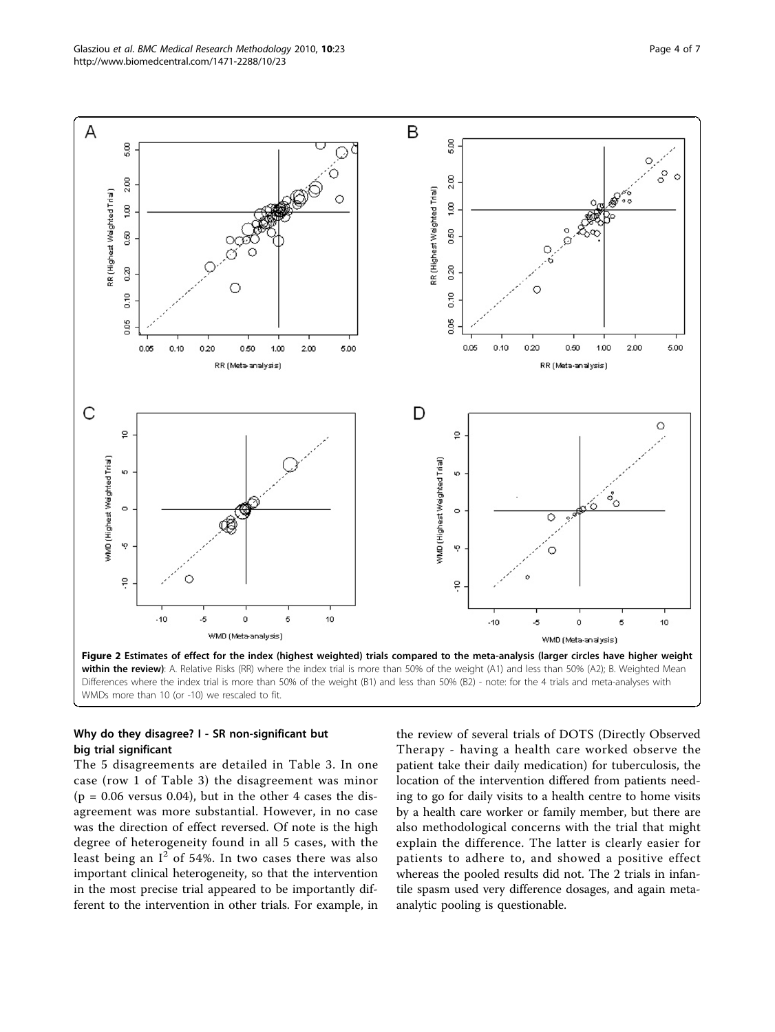**Figure 2 Estimates of effect for the index (highest weighted) trials compared to the meta-analysis (larger circles have higher weight within the review)**: A. Relative Risks (RR) where the index trial is more than 50% of the weight (A1) and less than 50% (A2); B. Weighted Mean Differences where the index trial is more than 50% of the weight (B1) and less than 50% (B2) - note: for the 4 trials and meta-analyses with WMDs more than 10 (or -10) we rescaled to fit.

## Why do they disagree? I - SR non-significant but big trial significant

The 5 disagreements are detailed in Table 3. In one case (row 1 of Table 3) the disagreement was minor ($p = 0.06$ versus 0.04), but in the other 4 cases the disagreement was more substantial. However, in no case was the direction of effect reversed. Of note is the high degree of heterogeneity found in all 5 cases, with the least being an $I^2$ of 54%. In two cases there was also important clinical heterogeneity, so that the intervention in the most precise trial appeared to be importantly different to the intervention in other trials. For example, in the review of several trials of DOTS (Directly Observed Therapy - having a health care worked observe the patient take their daily medication) for tuberculosis, the location of the intervention differed from patients needing to go for daily visits to a health centre to home visits by a health care worker or family member, but there are also methodological concerns with the trial that might explain the difference. The latter is clearly easier for patients to adhere to, and showed a positive effect whereas the pooled results did not. The 2 trials in infantile spasm used very difference dosages, and again meta-analytic pooling is questionable.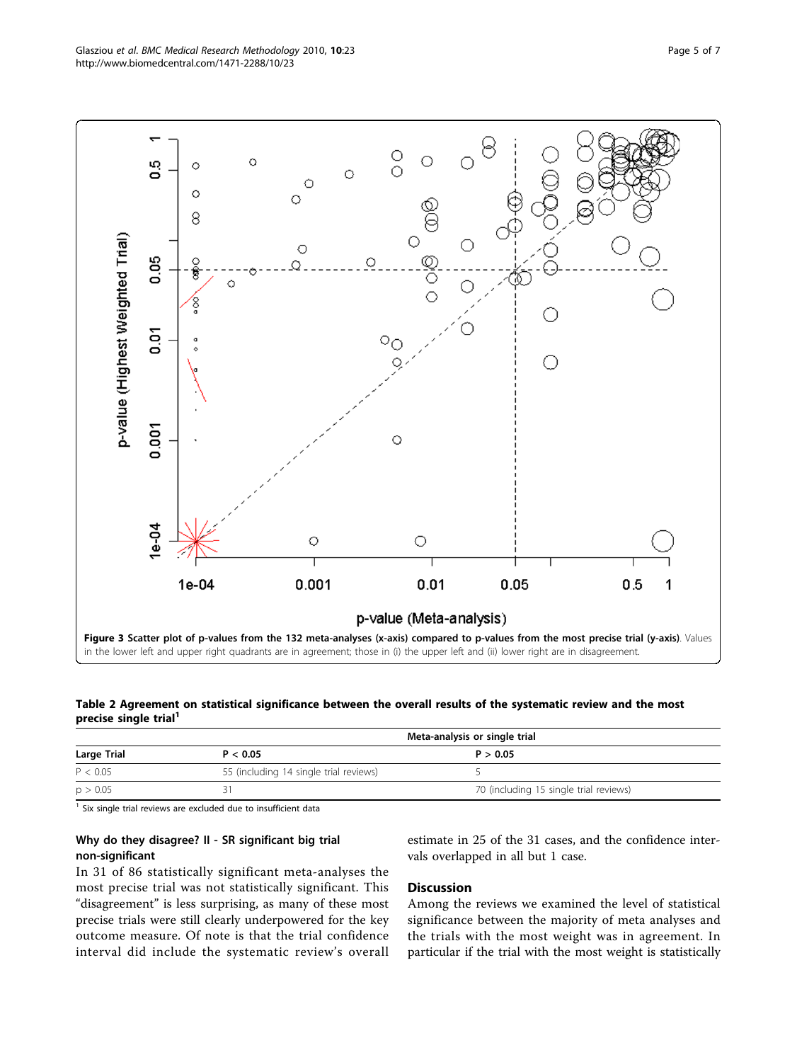**Figure 3 Scatter plot of p-values from the 132 meta-analyses (x-axis) compared to p-values from the most precise trial (y-axis)**. Values in the lower left and upper right quadrants are in agreement; those in (i) the upper left and (ii) lower right are in disagreement.

**Table 2 Agreement on statistical significance between the overall results of the systematic review and the most precise single trial[1]**

| | Meta-analysis or single trial | |
|---|---|---|
| **Large Trial** | **P < 0.05** | **P > 0.05** |
| P < 0.05 | 55 (including 14 single trial reviews) | 5 |
| p > 0.05 | 31 | 70 (including 15 single trial reviews) |

[1] Six single trial reviews are excluded due to insufficient data

### Why do they disagree? II - SR significant big trial non-significant

In 31 of 86 statistically significant meta-analyses the most precise trial was not statistically significant. This "disagreement" is less surprising, as many of these most precise trials were still clearly underpowered for the key outcome measure. Of note is that the trial confidence interval did include the systematic review's overall estimate in 25 of the 31 cases, and the confidence intervals overlapped in all but 1 case.

## Discussion

Among the reviews we examined the level of statistical significance between the majority of meta analyses and the trials with the most weight was in agreement. In particular if the trial with the most weight is statistically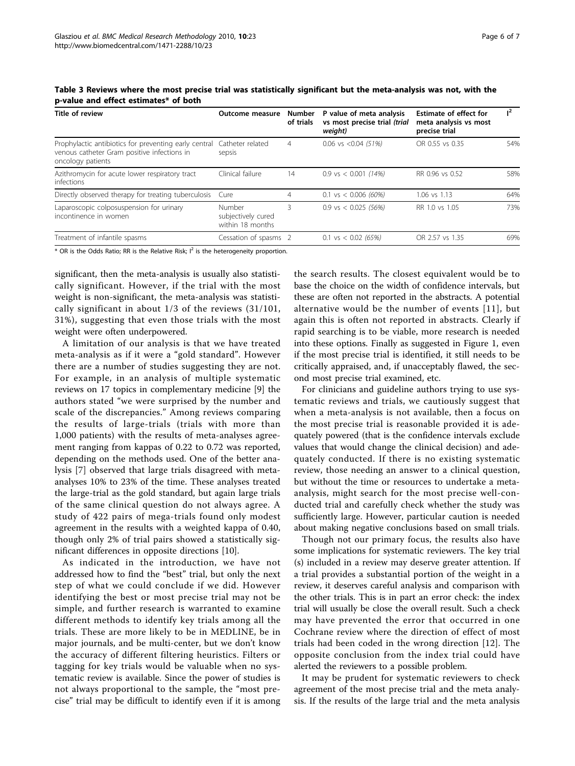**Table 3 Reviews where the most precise trial was statistically significant but the meta-analysis was not, with the p-value and effect estimates* of both**

| Title of review | Outcome measure | Number of trials | P value of meta analysis vs most precise trial *(trial weight)* | Estimate of effect for meta analysis vs most precise trial | $I^2$ |
|---|---|---|---|---|---|
| Prophylactic antibiotics for preventing early central venous catheter Gram positive infections in oncology patients | Catheter related sepsis | 4 | 0.06 vs <0.04 *(51%)* | OR 0.55 vs 0.35 | 54% |
| Azithromycin for acute lower respiratory tract infections | Clinical failure | 14 | 0.9 vs < 0.001 *(14%)* | RR 0.96 vs 0.52 | 58% |
| Directly observed therapy for treating tuberculosis | Cure | 4 | 0.1 vs < 0.006 *(60%)* | 1.06 vs 1.13 | 64% |
| Laparoscopic colposuspension for urinary incontinence in women | Number subjectively cured within 18 months | 3 | 0.9 vs < 0.025 *(56%)* | RR 1.0 vs 1.05 | 73% |
| Treatment of infantile spasms | Cessation of spasms | 2 | 0.1 vs < 0.02 *(65%)* | OR 2.57 vs 1.35 | 69% |

* OR is the Odds Ratio; RR is the Relative Risk; $I^2$ is the heterogeneity proportion.

significant, then the meta-analysis is usually also statistically significant. However, if the trial with the most weight is non-significant, the meta-analysis was statistically significant in about 1/3 of the reviews (31/101, 31%), suggesting that even those trials with the most weight were often underpowered.

A limitation of our analysis is that we have treated meta-analysis as if it were a "gold standard". However there are a number of studies suggesting they are not. For example, in an analysis of multiple systematic reviews on 17 topics in complementary medicine [9] the authors stated "we were surprised by the number and scale of the discrepancies." Among reviews comparing the results of large-trials (trials with more than 1,000 patients) with the results of meta-analyses agreement ranging from kappas of 0.22 to 0.72 was reported, depending on the methods used. One of the better analysis [7] observed that large trials disagreed with meta-analyses 10% to 23% of the time. These analyses treated the large-trial as the gold standard, but again large trials of the same clinical question do not always agree. A study of 422 pairs of mega-trials found only modest agreement in the results with a weighted kappa of 0.40, though only 2% of trial pairs showed a statistically significant differences in opposite directions [10].

As indicated in the introduction, we have not addressed how to find the "best" trial, but only the next step of what we could conclude if we did. However identifying the best or most precise trial may not be simple, and further research is warranted to examine different methods to identify key trials among all the trials. These are more likely to be in MEDLINE, be in major journals, and be multi-center, but we don't know the accuracy of different filtering heuristics. Filters or tagging for key trials would be valuable when no systematic review is available. Since the power of studies is not always proportional to the sample, the "most precise" trial may be difficult to identify even if it is among the search results. The closest equivalent would be to base the choice on the width of confidence intervals, but these are often not reported in the abstracts. A potential alternative would be the number of events [11], but again this is often not reported in abstracts. Clearly if rapid searching is to be viable, more research is needed into these options. Finally as suggested in Figure 1, even if the most precise trial is identified, it still needs to be critically appraised, and, if unacceptably flawed, the second most precise trial examined, etc.

For clinicians and guideline authors trying to use systematic reviews and trials, we cautiously suggest that when a meta-analysis is not available, then a focus on the most precise trial is reasonable provided it is adequately powered (that is the confidence intervals exclude values that would change the clinical decision) and adequately conducted. If there is no existing systematic review, those needing an answer to a clinical question, but without the time or resources to undertake a meta-analysis, might search for the most precise well-conducted trial and carefully check whether the study was sufficiently large. However, particular caution is needed about making negative conclusions based on small trials.

Though not our primary focus, the results also have some implications for systematic reviewers. The key trial (s) included in a review may deserve greater attention. If a trial provides a substantial portion of the weight in a review, it deserves careful analysis and comparison with the other trials. This is in part an error check: the index trial will usually be close the overall result. Such a check may have prevented the error that occurred in one Cochrane review where the direction of effect of most trials had been coded in the wrong direction [12]. The opposite conclusion from the index trial could have alerted the reviewers to a possible problem.

It may be prudent for systematic reviewers to check agreement of the most precise trial and the meta analysis. If the results of the large trial and the meta analysis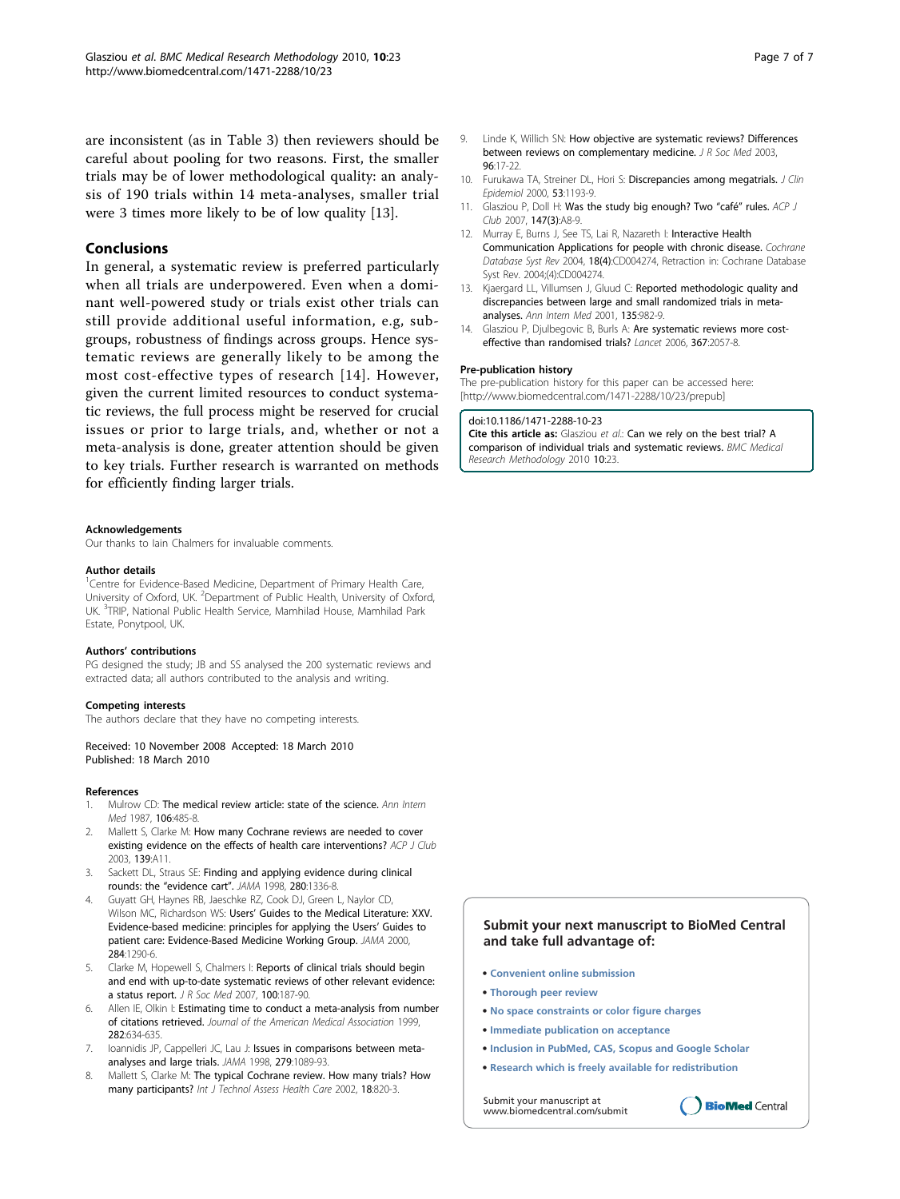are inconsistent (as in Table 3) then reviewers should be careful about pooling for two reasons. First, the smaller trials may be of lower methodological quality: an analysis of 190 trials within 14 meta-analyses, smaller trial were 3 times more likely to be of low quality [13].

## Conclusions

In general, a systematic review is preferred particularly when all trials are underpowered. Even when a dominant well-powered study or trials exist other trials can still provide additional useful information, e.g, subgroups, robustness of findings across groups. Hence systematic reviews are generally likely to be among the most cost-effective types of research [14]. However, given the current limited resources to conduct systematic reviews, the full process might be reserved for crucial issues or prior to large trials, and, whether or not a meta-analysis is done, greater attention should be given to key trials. Further research is warranted on methods for efficiently finding larger trials.

#### Acknowledgements

Our thanks to Iain Chalmers for invaluable comments.

#### Author details

[1]Centre for Evidence-Based Medicine, Department of Primary Health Care, University of Oxford, UK. [2]Department of Public Health, University of Oxford, UK. [3]TRIP, National Public Health Service, Mamhilad House, Mamhilad Park Estate, Ponytpool, UK.

#### Authors' contributions

PG designed the study; JB and SS analysed the 200 systematic reviews and extracted data; all authors contributed to the analysis and writing.

#### Competing interests

The authors declare that they have no competing interests.

Received: 10 November 2008 Accepted: 18 March 2010
Published: 18 March 2010

#### References

1. Mulrow CD: The medical review article: state of the science. *Ann Intern Med* 1987, **106**:485-8.
2. Mallett S, Clarke M: How many Cochrane reviews are needed to cover existing evidence on the effects of health care interventions? *ACP J Club* 2003, **139**:A11.
3. Sackett DL, Straus SE: Finding and applying evidence during clinical rounds: the "evidence cart". *JAMA* 1998, **280**:1336-8.
4. Guyatt GH, Haynes RB, Jaeschke RZ, Cook DJ, Green L, Naylor CD, Wilson MC, Richardson WS: Users' Guides to the Medical Literature: XXV. Evidence-based medicine: principles for applying the Users' Guides to patient care: Evidence-Based Medicine Working Group. *JAMA* 2000, **284**:1290-6.
5. Clarke M, Hopewell S, Chalmers I: Reports of clinical trials should begin and end with up-to-date systematic reviews of other relevant evidence: a status report. *J R Soc Med* 2007, **100**:187-90.
6. Allen IE, Olkin I: Estimating time to conduct a meta-analysis from number of citations retrieved. *Journal of the American Medical Association* 1999, **282**:634-635.
7. Ioannidis JP, Cappelleri JC, Lau J: Issues in comparisons between meta-analyses and large trials. *JAMA* 1998, **279**:1089-93.
8. Mallett S, Clarke M: The typical Cochrane review. How many trials? How many participants? *Int J Technol Assess Health Care* 2002, **18**:820-3.
9. Linde K, Willich SN: How objective are systematic reviews? Differences between reviews on complementary medicine. *J R Soc Med* 2003, **96**:17-22.
10. Furukawa TA, Streiner DL, Hori S: Discrepancies among megatrials. *J Clin Epidemiol* 2000, **53**:1193-9.
11. Glasziou P, Doll H: Was the study big enough? Two "café" rules. *ACP J Club* 2007, **147(3)**:A8-9.
12. Murray E, Burns J, See TS, Lai R, Nazareth I: Interactive Health Communication Applications for people with chronic disease. *Cochrane Database Syst Rev* 2004, **18(4)**:CD004274, Retraction in: Cochrane Database Syst Rev. 2004;(4):CD004274.
13. Kjaergard LL, Villumsen J, Gluud C: Reported methodologic quality and discrepancies between large and small randomized trials in meta-analyses. *Ann Intern Med* 2001, **135**:982-9.
14. Glasziou P, Djulbegovic B, Burls A: Are systematic reviews more cost-effective than randomised trials? *Lancet* 2006, **367**:2057-8.

#### Pre-publication history

The pre-publication history for this paper can be accessed here:
[http://www.biomedcentral.com/1471-2288/10/23/prepub]

doi:10.1186/1471-2288-10-23
**Cite this article as:** Glasziou *et al.*: Can we rely on the best trial? A comparison of individual trials and systematic reviews. *BMC Medical Research Methodology* 2010 **10**:23.

**Submit your next manuscript to BioMed Central and take full advantage of:**

- Convenient online submission
- Thorough peer review
- No space constraints or color figure charges
- Immediate publication on acceptance
- Inclusion in PubMed, CAS, Scopus and Google Scholar
- Research which is freely available for redistribution

Submit your manuscript at
www.biomedcentral.com/submit

BioMed Central